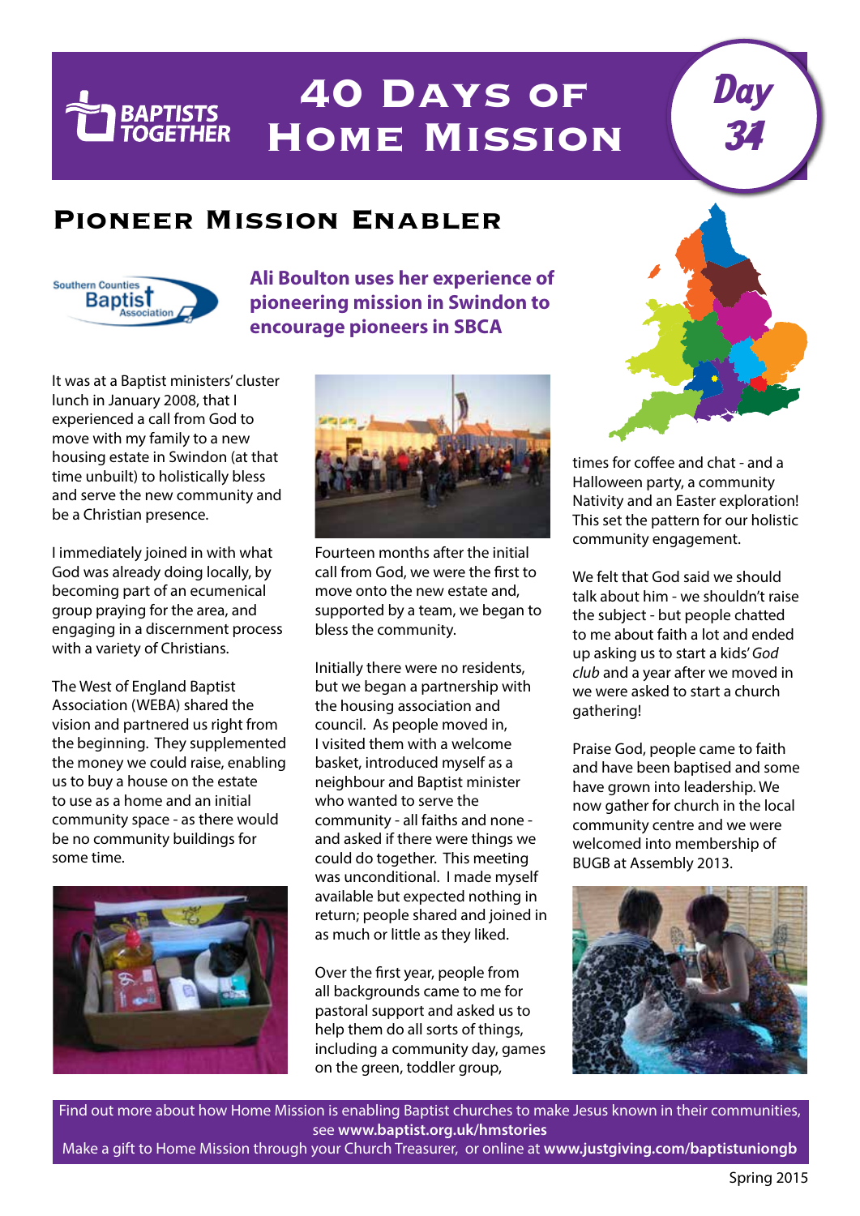# 40 Days of Home Mission

Day 34

## Pioneer Mission Enabler

**Ali Boulton uses her experience of pioneering mission in Swindon to encourage pioneers in SBCA**

It was at a Baptist ministers' cluster lunch in January 2008, that I experienced a call from God to move with my family to a new housing estate in Swindon (at that time unbuilt) to holistically bless and serve the new community and be a Christian presence.

I immediately joined in with what God was already doing locally, by becoming part of an ecumenical group praying for the area, and engaging in a discernment process with a variety of Christians.

The West of England Baptist Association (WEBA) shared the vision and partnered us right from the beginning. They supplemented the money we could raise, enabling us to buy a house on the estate to use as a home and an initial community space - as there would be no community buildings for some time.

Fourteen months after the initial call from God, we were the first to move onto the new estate and, supported by a team, we began to bless the community.

Initially there were no residents, but we began a partnership with the housing association and council. As people moved in, I visited them with a welcome basket, introduced myself as a neighbour and Baptist minister who wanted to serve the community - all faiths and none - and asked if there were things we could do together. This meeting was unconditional. I made myself available but expected nothing in return; people shared and joined in as much or little as they liked.

Over the first year, people from all backgrounds came to me for pastoral support and asked us to help them do all sorts of things, including a community day, games on the green, toddler group, times for coffee and chat - and a Halloween party, a community Nativity and an Easter exploration! This set the pattern for our holistic community engagement.

We felt that God said we should talk about him - we shouldn't raise the subject - but people chatted to me about faith a lot and ended up asking us to start a kids' *God club* and a year after we moved in we were asked to start a church gathering!

Praise God, people came to faith and have been baptised and some have grown into leadership. We now gather for church in the local community centre and we were welcomed into membership of BUGB at Assembly 2013.

Find out more about how Home Mission is enabling Baptist churches to make Jesus known in their communities, see **www.baptist.org.uk/hmstories**

Make a gift to Home Mission through your Church Treasurer, or online at **www.justgiving.com/baptistuniongb**

Spring 2015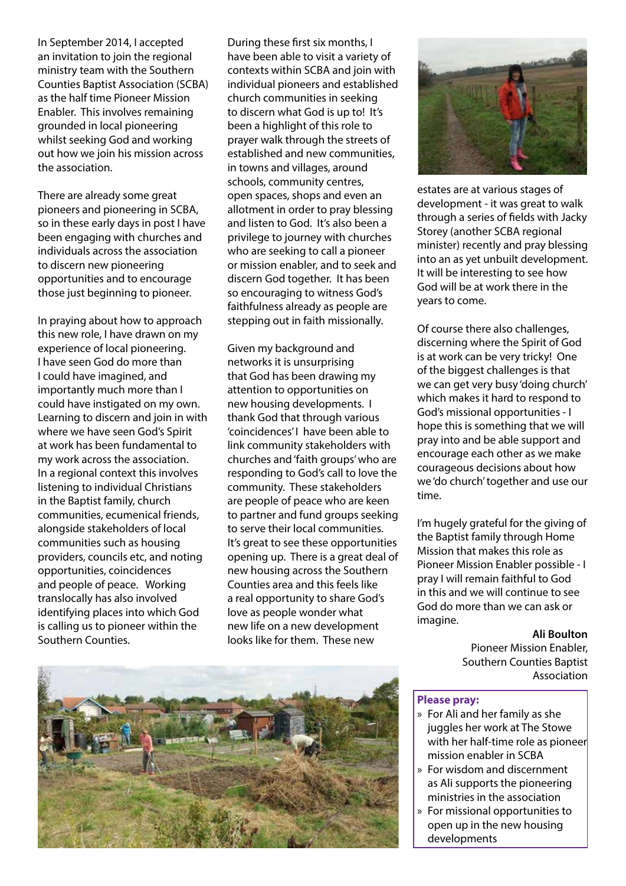In September 2014, I accepted an invitation to join the regional ministry team with the Southern Counties Baptist Association (SCBA) as the half time Pioneer Mission Enabler. This involves remaining grounded in local pioneering whilst seeking God and working out how we join his mission across the association.

There are already some great pioneers and pioneering in SCBA, so in these early days in post I have been engaging with churches and individuals across the association to discern new pioneering opportunities and to encourage those just beginning to pioneer.

In praying about how to approach this new role, I have drawn on my experience of local pioneering. I have seen God do more than I could have imagined, and importantly much more than I could have instigated on my own. Learning to discern and join in with where we have seen God's Spirit at work has been fundamental to my work across the association. In a regional context this involves listening to individual Christians in the Baptist family, church communities, ecumenical friends, alongside stakeholders of local communities such as housing providers, councils etc, and noting opportunities, coincidences and people of peace. Working translocally has also involved identifying places into which God is calling us to pioneer within the Southern Counties.

During these first six months, I have been able to visit a variety of contexts within SCBA and join with individual pioneers and established church communities in seeking to discern what God is up to! It's been a highlight of this role to prayer walk through the streets of established and new communities, in towns and villages, around schools, community centres, open spaces, shops and even an allotment in order to pray blessing and listen to God. It's also been a privilege to journey with churches who are seeking to call a pioneer or mission enabler, and to seek and discern God together. It has been so encouraging to witness God's faithfulness already as people are stepping out in faith missionally.

Given my background and networks it is unsurprising that God has been drawing my attention to opportunities on new housing developments. I thank God that through various 'coincidences' I have been able to link community stakeholders with churches and 'faith groups' who are responding to God's call to love the community. These stakeholders are people of peace who are keen to partner and fund groups seeking to serve their local communities. It's great to see these opportunities opening up. There is a great deal of new housing across the Southern Counties area and this feels like a real opportunity to share God's love as people wonder what new life on a new development looks like for them. These new estates are at various stages of development - it was great to walk through a series of fields with Jacky Storey (another SCBA regional minister) recently and pray blessing into an as yet unbuilt development. It will be interesting to see how God will be at work there in the years to come.

Of course there also challenges, discerning where the Spirit of God is at work can be very tricky! One of the biggest challenges is that we can get very busy 'doing church' which makes it hard to respond to God's missional opportunities - I hope this is something that we will pray into and be able support and encourage each other as we make courageous decisions about how we 'do church' together and use our time.

I'm hugely grateful for the giving of the Baptist family through Home Mission that makes this role as Pioneer Mission Enabler possible - I pray I will remain faithful to God in this and we will continue to see God do more than we can ask or imagine.

**Ali Boulton**
Pioneer Mission Enabler,
Southern Counties Baptist Association

**Please pray:**

- For Ali and her family as she juggles her work at The Stowe with her half-time role as pioneer mission enabler in SCBA
- For wisdom and discernment as Ali supports the pioneering ministries in the association
- For missional opportunities to open up in the new housing developments